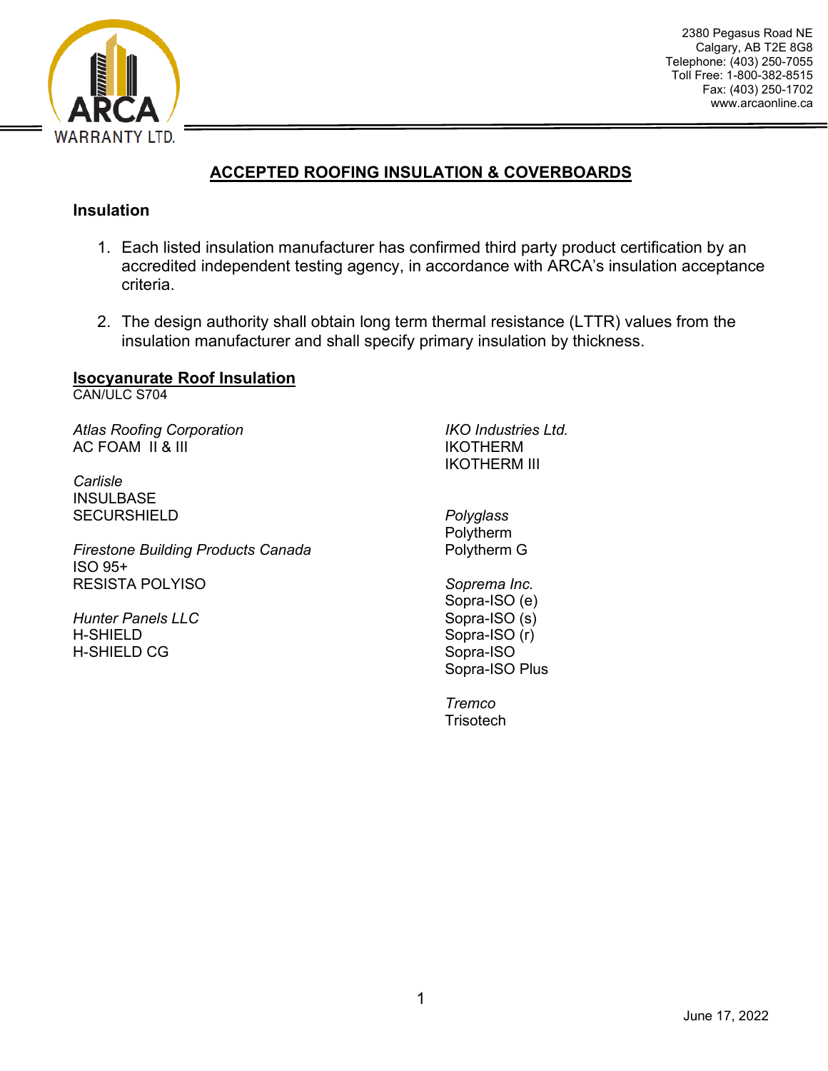ARCA WARRANTY LTD.

2380 Pegasus Road NE
Calgary, AB T2E 8G8
Telephone: (403) 250-7055
Toll Free: 1-800-382-8515
Fax: (403) 250-1702
www.arcaonline.ca

# ACCEPTED ROOFING INSULATION & COVERBOARDS

## Insulation

1. Each listed insulation manufacturer has confirmed third party product certification by an accredited independent testing agency, in accordance with ARCA's insulation acceptance criteria.

2. The design authority shall obtain long term thermal resistance (LTTR) values from the insulation manufacturer and shall specify primary insulation by thickness.

### Isocyanurate Roof Insulation

CAN/ULC S704

*Atlas Roofing Corporation*
AC FOAM II & III

*Carlisle*
INSULBASE
SECURSHIELD

*Firestone Building Products Canada*
ISO 95+
RESISTA POLYISO

*Hunter Panels LLC*
H-SHIELD
H-SHIELD CG

*IKO Industries Ltd.*
IKOTHERM
IKOTHERM III

*Polyglass*
Polytherm
Polytherm G

*Soprema Inc.*
Sopra-ISO (e)
Sopra-ISO (s)
Sopra-ISO (r)
Sopra-ISO
Sopra-ISO Plus

*Tremco*
Trisotech

June 17, 2022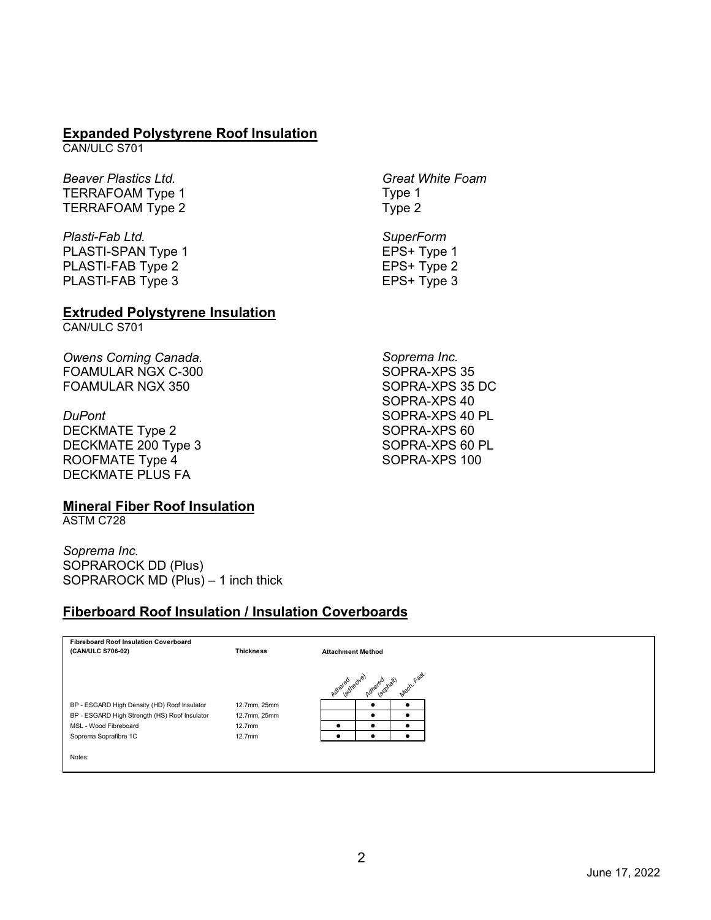## Expanded Polystyrene Roof Insulation

CAN/ULC S701

*Beaver Plastics Ltd.*
TERRAFOAM Type 1
TERRAFOAM Type 2

*Plasti-Fab Ltd.*
PLASTI-SPAN Type 1
PLASTI-FAB Type 2
PLASTI-FAB Type 3

*Great White Foam*
Type 1
Type 2

*SuperForm*
EPS+ Type 1
EPS+ Type 2
EPS+ Type 3

## Extruded Polystyrene Insulation

CAN/ULC S701

*Owens Corning Canada.*
FOAMULAR NGX C-300
FOAMULAR NGX 350

*DuPont*
DECKMATE Type 2
DECKMATE 200 Type 3
ROOFMATE Type 4
DECKMATE PLUS FA

*Soprema Inc.*
SOPRA-XPS 35
SOPRA-XPS 35 DC
SOPRA-XPS 40
SOPRA-XPS 40 PL
SOPRA-XPS 60
SOPRA-XPS 60 PL
SOPRA-XPS 100

## Mineral Fiber Roof Insulation

ASTM C728

*Soprema Inc.*
SOPRAROCK DD (Plus)
SOPRAROCK MD (Plus) – 1 inch thick

## Fiberboard Roof Insulation / Insulation Coverboards

| Fibreboard Roof Insulation Coverboard (CAN/ULC S706-02) | Thickness | Attachment Method | | |
|---|---|---|---|---|
| | | Adhered (adhesive) | Adhered (asphalt) | Mech. Fast. |
| BP - ESGARD High Density (HD) Roof Insulator | 12.7mm, 25mm | | ● | ● |
| BP - ESGARD High Strength (HS) Roof Insulator | 12.7mm, 25mm | | ● | ● |
| MSL - Wood Fibreboard | 12.7mm | ● | ● | ● |
| Soprema Soprafibre 1C | 12.7mm | ● | ● | ● |

Notes:

June 17, 2022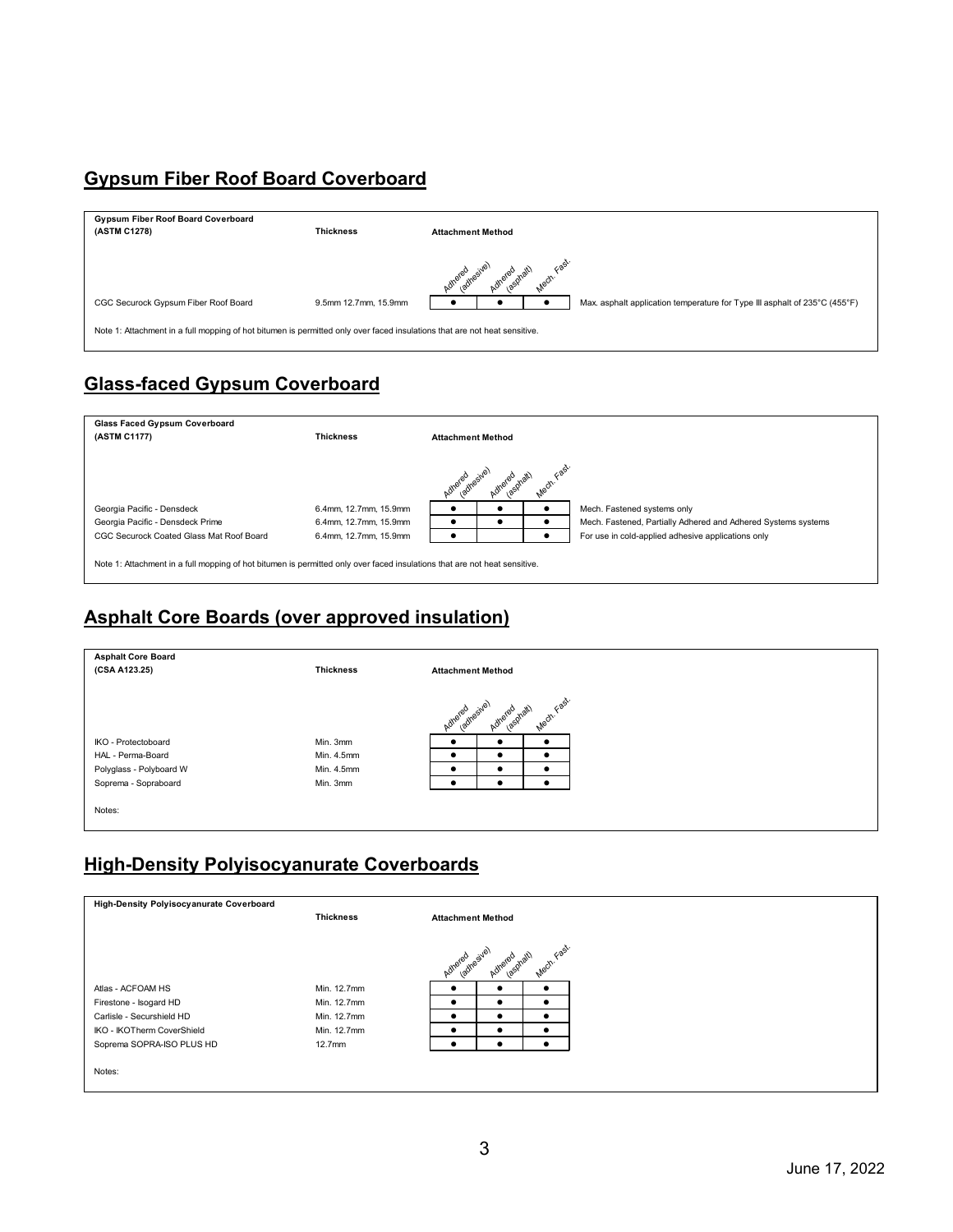## Gypsum Fiber Roof Board Coverboard

| Gypsum Fiber Roof Board Coverboard (ASTM C1278) | Thickness | Attachment Method | | | |
|---|---|---|---|---|---|
| | | Adhered (adhesive) | Adhered (asphalt) | Mech. Fast. | |
| CGC Securock Gypsum Fiber Roof Board | 9.5mm 12.7mm, 15.9mm | ● | ● | ● | Max. asphalt application temperature for Type III asphalt of 235°C (455°F) |

Note 1: Attachment in a full mopping of hot bitumen is permitted only over faced insulations that are not heat sensitive.

## Glass-faced Gypsum Coverboard

| Glass Faced Gypsum Coverboard (ASTM C1177) | Thickness | Attachment Method | | | |
|---|---|---|---|---|---|
| | | Adhered (adhesive) | Adhered (asphalt) | Mech. Fast. | |
| Georgia Pacific - Densdeck | 6.4mm, 12.7mm, 15.9mm | ● | ● | ● | Mech. Fastened systems only |
| Georgia Pacific - Densdeck Prime | 6.4mm, 12.7mm, 15.9mm | ● | ● | ● | Mech. Fastened, Partially Adhered and Adhered Systems systems |
| CGC Securock Coated Glass Mat Roof Board | 6.4mm, 12.7mm, 15.9mm | ● | | ● | For use in cold-applied adhesive applications only |

Note 1: Attachment in a full mopping of hot bitumen is permitted only over faced insulations that are not heat sensitive.

## Asphalt Core Boards (over approved insulation)

| Asphalt Core Board (CSA A123.25) | Thickness | Attachment Method | | |
|---|---|---|---|---|
| | | Adhered (adhesive) | Adhered (asphalt) | Mech. Fast. |
| IKO - Protectoboard | Min. 3mm | ● | ● | ● |
| HAL - Perma-Board | Min. 4.5mm | ● | ● | ● |
| Polyglass - Polyboard W | Min. 4.5mm | ● | ● | ● |
| Soprema - Sopraboard | Min. 3mm | ● | ● | ● |

Notes:

## High-Density Polyisocyanurate Coverboards

| High-Density Polyisocyanurate Coverboard | Thickness | Attachment Method | | |
|---|---|---|---|---|
| | | Adhered (adhesive) | Adhered (asphalt) | Mech. Fast. |
| Atlas - ACFOAM HS | Min. 12.7mm | ● | ● | ● |
| Firestone - Isogard HD | Min. 12.7mm | ● | ● | ● |
| Carlisle - Securshield HD | Min. 12.7mm | ● | ● | ● |
| IKO - IKOTherm CoverShield | Min. 12.7mm | ● | ● | ● |
| Soprema SOPRA-ISO PLUS HD | 12.7mm | ● | ● | ● |

Notes:

June 17, 2022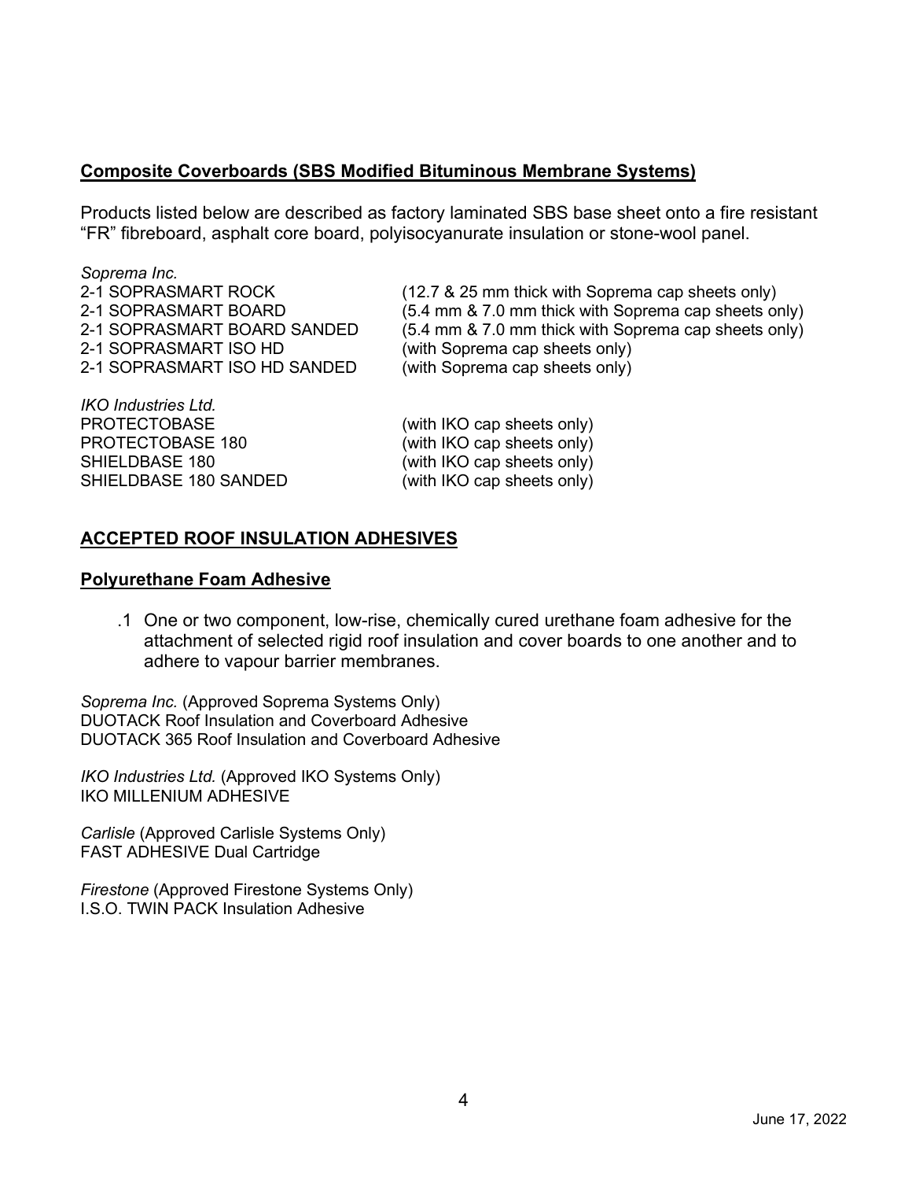**Composite Coverboards (SBS Modified Bituminous Membrane Systems)**

Products listed below are described as factory laminated SBS base sheet onto a fire resistant "FR" fibreboard, asphalt core board, polyisocyanurate insulation or stone-wool panel.

*Soprema Inc.*

| | |
|---|---|
| 2-1 SOPRASMART ROCK | (12.7 & 25 mm thick with Soprema cap sheets only) |
| 2-1 SOPRASMART BOARD | (5.4 mm & 7.0 mm thick with Soprema cap sheets only) |
| 2-1 SOPRASMART BOARD SANDED | (5.4 mm & 7.0 mm thick with Soprema cap sheets only) |
| 2-1 SOPRASMART ISO HD | (with Soprema cap sheets only) |
| 2-1 SOPRASMART ISO HD SANDED | (with Soprema cap sheets only) |

*IKO Industries Ltd.*

| | |
|---|---|
| PROTECTOBASE | (with IKO cap sheets only) |
| PROTECTOBASE 180 | (with IKO cap sheets only) |
| SHIELDBASE 180 | (with IKO cap sheets only) |
| SHIELDBASE 180 SANDED | (with IKO cap sheets only) |

## ACCEPTED ROOF INSULATION ADHESIVES

### Polyurethane Foam Adhesive

.1 One or two component, low-rise, chemically cured urethane foam adhesive for the attachment of selected rigid roof insulation and cover boards to one another and to adhere to vapour barrier membranes.

*Soprema Inc.* (Approved Soprema Systems Only)
DUOTACK Roof Insulation and Coverboard Adhesive
DUOTACK 365 Roof Insulation and Coverboard Adhesive

*IKO Industries Ltd.* (Approved IKO Systems Only)
IKO MILLENIUM ADHESIVE

*Carlisle* (Approved Carlisle Systems Only)
FAST ADHESIVE Dual Cartridge

*Firestone* (Approved Firestone Systems Only)
I.S.O. TWIN PACK Insulation Adhesive

June 17, 2022